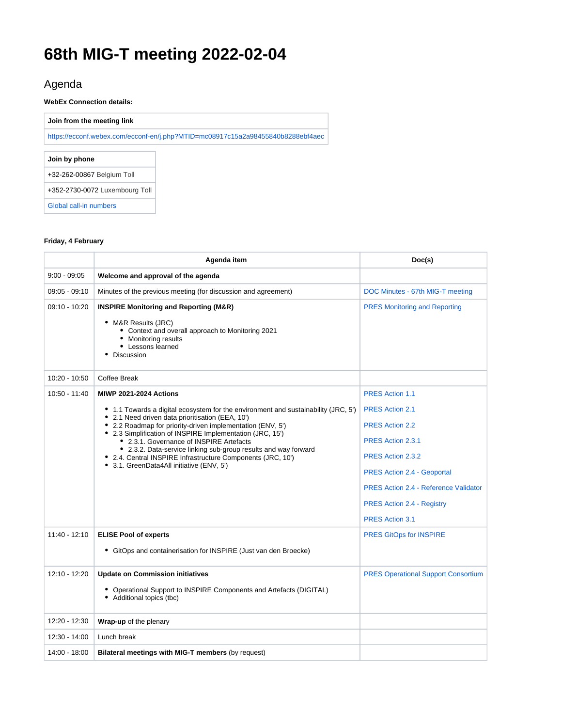# 68th MIG-T meeting 2022-02-04

## Agenda

**WebEx Connection details:**

| Join from the meeting link |
| --- |
| https://ecconf.webex.com/ecconf-en/j.php?MTID=mc08917c15a2a98455840b8288ebf4aec |

| Join by phone |
| --- |
| +32-262-00867 Belgium Toll |
| +352-2730-0072 Luxembourg Toll |
| Global call-in numbers |

**Friday, 4 February**

| | Agenda item | Doc(s) |
| --- | --- | --- |
| 9:00 - 09:05 | **Welcome and approval of the agenda** | |
| 09:05 - 09:10 | Minutes of the previous meeting (for discussion and agreement) | DOC Minutes - 67th MIG-T meeting |
| 09:10 - 10:20 | **INSPIRE Monitoring and Reporting (M&R)**<br>• M&R Results (JRC)<br>  • Context and overall approach to Monitoring 2021<br>  • Monitoring results<br>  • Lessons learned<br>• Discussion | PRES Monitoring and Reporting |
| 10:20 - 10:50 | Coffee Break | |
| 10:50 - 11:40 | **MIWP 2021-2024 Actions**<br>• 1.1 Towards a digital ecosystem for the environment and sustainability (JRC, 5')<br>• 2.1 Need driven data prioritisation (EEA, 10')<br>• 2.2 Roadmap for priority-driven implementation (ENV, 5')<br>• 2.3 Simplification of INSPIRE Implementation (JRC, 15')<br>  • 2.3.1. Governance of INSPIRE Artefacts<br>  • 2.3.2. Data-service linking sub-group results and way forward<br>• 2.4. Central INSPIRE Infrastructure Components (JRC, 10')<br>• 3.1. GreenData4All initiative (ENV, 5') | PRES Action 1.1<br>PRES Action 2.1<br>PRES Action 2.2<br>PRES Action 2.3.1<br>PRES Action 2.3.2<br>PRES Action 2.4 - Geoportal<br>PRES Action 2.4 - Reference Validator<br>PRES Action 2.4 - Registry<br>PRES Action 3.1 |
| 11:40 - 12:10 | **ELISE Pool of experts**<br>• GitOps and containerisation for INSPIRE (Just van den Broecke) | PRES GitOps for INSPIRE |
| 12:10 - 12:20 | **Update on Commission initiatives**<br>• Operational Support to INSPIRE Components and Artefacts (DIGITAL)<br>• Additional topics (tbc) | PRES Operational Support Consortium |
| 12:20 - 12:30 | **Wrap-up** of the plenary | |
| 12:30 - 14:00 | Lunch break | |
| 14:00 - 18:00 | **Bilateral meetings with MIG-T members** (by request) | |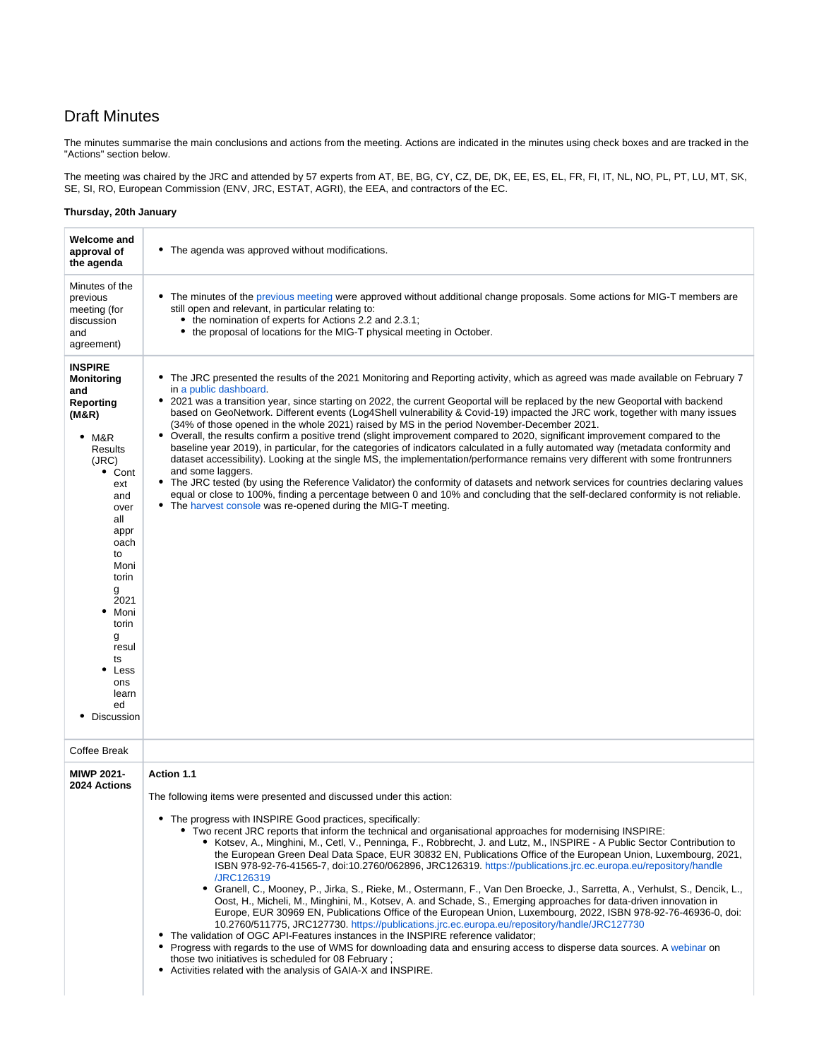# Draft Minutes

The minutes summarise the main conclusions and actions from the meeting. Actions are indicated in the minutes using check boxes and are tracked in the "Actions" section below.

The meeting was chaired by the JRC and attended by 57 experts from AT, BE, BG, CY, CZ, DE, DK, EE, ES, EL, FR, FI, IT, NL, NO, PL, PT, LU, MT, SK, SE, SI, RO, European Commission (ENV, JRC, ESTAT, AGRI), the EEA, and contractors of the EC.

**Thursday, 20th January**

| | |
|---|---|
| **Welcome and approval of the agenda** | <ul><li>The agenda was approved without modifications.</li></ul> |
| Minutes of the previous meeting (for discussion and agreement) | <ul><li>The minutes of the previous meeting were approved without additional change proposals. Some actions for MIG-T members are still open and relevant, in particular relating to:<ul><li>the nomination of experts for Actions 2.2 and 2.3.1;</li><li>the proposal of locations for the MIG-T physical meeting in October.</li></ul></li></ul> |
| **INSPIRE Monitoring and Reporting (M&R)**<ul><li>M&R Results (JRC)<ul><li>Context and overall approach to Monitoring 2021</li><li>Monitoring results</li><li>Lessons learned</li></ul></li><li>Discussion</li></ul> | <ul><li>The JRC presented the results of the 2021 Monitoring and Reporting activity, which as agreed was made available on February 7 in a public dashboard.</li><li>2021 was a transition year, since starting on 2022, the current Geoportal will be replaced by the new Geoportal with backend based on GeoNetwork. Different events (Log4Shell vulnerability & Covid-19) impacted the JRC work, together with many issues (34% of those opened in the whole 2021) raised by MS in the period November-December 2021.</li><li>Overall, the results confirm a positive trend (slight improvement compared to 2020, significant improvement compared to the baseline year 2019), in particular, for the categories of indicators calculated in a fully automated way (metadata conformity and dataset accessibility). Looking at the single MS, the implementation/performance remains very different with some frontrunners and some laggers.</li><li>The JRC tested (by using the Reference Validator) the conformity of datasets and network services for countries declaring values equal or close to 100%, finding a percentage between 0 and 10% and concluding that the self-declared conformity is not reliable.</li><li>The harvest console was re-opened during the MIG-T meeting.</li></ul> |
| Coffee Break | |
| **MIWP 2021-2024 Actions** | **Action 1.1**<br><br>The following items were presented and discussed under this action:<ul><li>The progress with INSPIRE Good practices, specifically:<ul><li>Two recent JRC reports that inform the technical and organisational approaches for modernising INSPIRE:<ul><li>Kotsev, A., Minghini, M., Cetl, V., Penninga, F., Robbrecht, J. and Lutz, M., INSPIRE - A Public Sector Contribution to the European Green Deal Data Space, EUR 30832 EN, Publications Office of the European Union, Luxembourg, 2021, ISBN 978-92-76-41565-7, doi:10.2760/062896, JRC126319. https://publications.jrc.ec.europa.eu/repository/handle/JRC126319</li><li>Granell, C., Mooney, P., Jirka, S., Rieke, M., Ostermann, F., Van Den Broecke, J., Sarretta, A., Verhulst, S., Dencik, L., Oost, H., Micheli, M., Minghini, M., Kotsev, A. and Schade, S., Emerging approaches for data-driven innovation in Europe, EUR 30969 EN, Publications Office of the European Union, Luxembourg, 2022, ISBN 978-92-76-46936-0, doi: 10.2760/511775, JRC127730. https://publications.jrc.ec.europa.eu/repository/handle/JRC127730</li></ul></li></ul></li><li>The validation of OGC API-Features instances in the INSPIRE reference validator;</li><li>Progress with regards to the use of WMS for downloading data and ensuring access to disperse data sources. A webinar on those two initiatives is scheduled for 08 February ;</li><li>Activities related with the analysis of GAIA-X and INSPIRE.</li></ul> |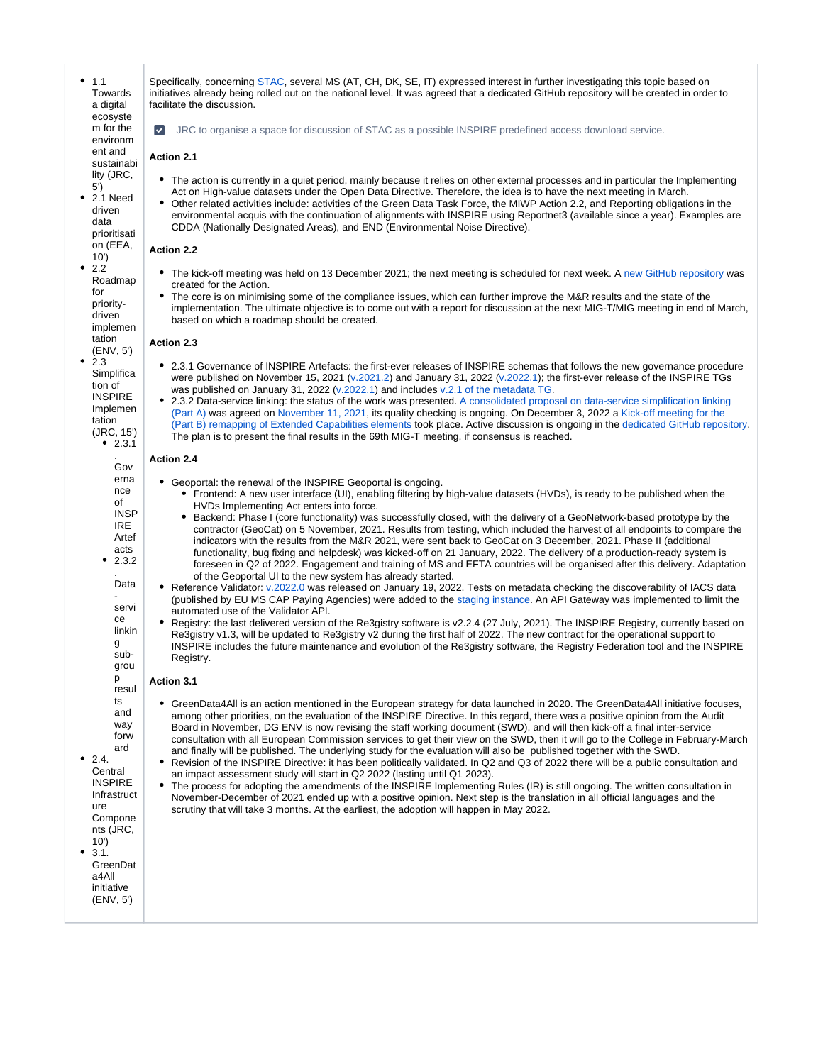| | |
|---|---|
| <ul><li>1.1 Towards a digital ecosystem for the environment and sustainability (JRC, 5')</li><li>2.1 Need driven data prioritisation (EEA, 10')</li><li>2.2 Roadmap for priority-driven implementation (ENV, 5')</li><li>2.3 Simplification of INSPIRE Implementation (JRC, 15')<ul><li>2.3.1. Governance of INSPIRE Artefacts</li><li>2.3.2. Data-service linking sub-group results and way forward</li></ul></li><li>2.4. Central INSPIRE Infrastructure Components (JRC, 10')</li><li>3.1. GreenData4All initiative (ENV, 5')</li></ul> | Specifically, concerning STAC, several MS (AT, CH, DK, SE, IT) expressed interest in further investigating this topic based on initiatives already being rolled out on the national level. It was agreed that a dedicated GitHub repository will be created in order to facilitate the discussion.<br><br>☑ JRC to organise a space for discussion of STAC as a possible INSPIRE predefined access download service.<br><br>**Action 2.1**<ul><li>The action is currently in a quiet period, mainly because it relies on other external processes and in particular the Implementing Act on High-value datasets under the Open Data Directive. Therefore, the idea is to have the next meeting in March.</li><li>Other related activities include: activities of the Green Data Task Force, the MIWP Action 2.2, and Reporting obligations in the environmental acquis with the continuation of alignments with INSPIRE using Reportnet3 (available since a year). Examples are CDDA (Nationally Designated Areas), and END (Environmental Noise Directive).</li></ul>**Action 2.2**<ul><li>The kick-off meeting was held on 13 December 2021; the next meeting is scheduled for next week. A new GitHub repository was created for the Action.</li><li>The core is on minimising some of the compliance issues, which can further improve the M&R results and the state of the implementation. The ultimate objective is to come out with a report for discussion at the next MIG-T/MIG meeting in end of March, based on which a roadmap should be created.</li></ul>**Action 2.3**<ul><li>2.3.1 Governance of INSPIRE Artefacts: the first-ever releases of INSPIRE schemas that follows the new governance procedure were published on November 15, 2021 (v.2021.2) and January 31, 2022 (v.2022.1); the first-ever release of the INSPIRE TGs was published on January 31, 2022 (v.2022.1) and includes v.2.1 of the metadata TG.</li><li>2.3.2 Data-service linking: the status of the work was presented. A consolidated proposal on data-service simplification linking (Part A) was agreed on November 11, 2021, its quality checking is ongoing. On December 3, 2022 a Kick-off meeting for the (Part B) remapping of Extended Capabilities elements took place. Active discussion is ongoing in the dedicated GitHub repository. The plan is to present the final results in the 69th MIG-T meeting, if consensus is reached.</li></ul>**Action 2.4**<ul><li>Geoportal: the renewal of the INSPIRE Geoportal is ongoing.<ul><li>Frontend: A new user interface (UI), enabling filtering by high-value datasets (HVDs), is ready to be published when the HVDs Implementing Act enters into force.</li><li>Backend: Phase I (core functionality) was successfully closed, with the delivery of a GeoNetwork-based prototype by the contractor (GeoCat) on 5 November, 2021. Results from testing, which included the harvest of all endpoints to compare the indicators with the results from the M&R 2021, were sent back to GeoCat on 3 December, 2021. Phase II (additional functionality, bug fixing and helpdesk) was kicked-off on 21 January, 2022. The delivery of a production-ready system is foreseen in Q2 of 2022. Engagement and training of MS and EFTA countries will be organised after this delivery. Adaptation of the Geoportal UI to the new system has already started.</li></ul></li><li>Reference Validator: v.2022.0 was released on January 19, 2022. Tests on metadata checking the discoverability of IACS data (published by EU MS CAP Paying Agencies) were added to the staging instance. An API Gateway was implemented to limit the automated use of the Validator API.</li><li>Registry: the last delivered version of the Re3gistry software is v2.2.4 (27 July, 2021). The INSPIRE Registry, currently based on Re3gistry v1.3, will be updated to Re3gistry v2 during the first half of 2022. The new contract for the operational support to INSPIRE includes the future maintenance and evolution of the Re3gistry software, the Registry Federation tool and the INSPIRE Registry.</li></ul>**Action 3.1**<ul><li>GreenData4All is an action mentioned in the European strategy for data launched in 2020. The GreenData4All initiative focuses, among other priorities, on the evaluation of the INSPIRE Directive. In this regard, there was a positive opinion from the Audit Board in November, DG ENV is now revising the staff working document (SWD), and will then kick-off a final inter-service consultation with all European Commission services to get their view on the SWD, then it will go to the College in February-March and finally will be published. The underlying study for the evaluation will also be published together with the SWD.</li><li>Revision of the INSPIRE Directive: it has been politically validated. In Q2 and Q3 of 2022 there will be a public consultation and an impact assessment study will start in Q2 2022 (lasting until Q1 2023).</li><li>The process for adopting the amendments of the INSPIRE Implementing Rules (IR) is still ongoing. The written consultation in November-December of 2021 ended up with a positive opinion. Next step is the translation in all official languages and the scrutiny that will take 3 months. At the earliest, the adoption will happen in May 2022.</li></ul> |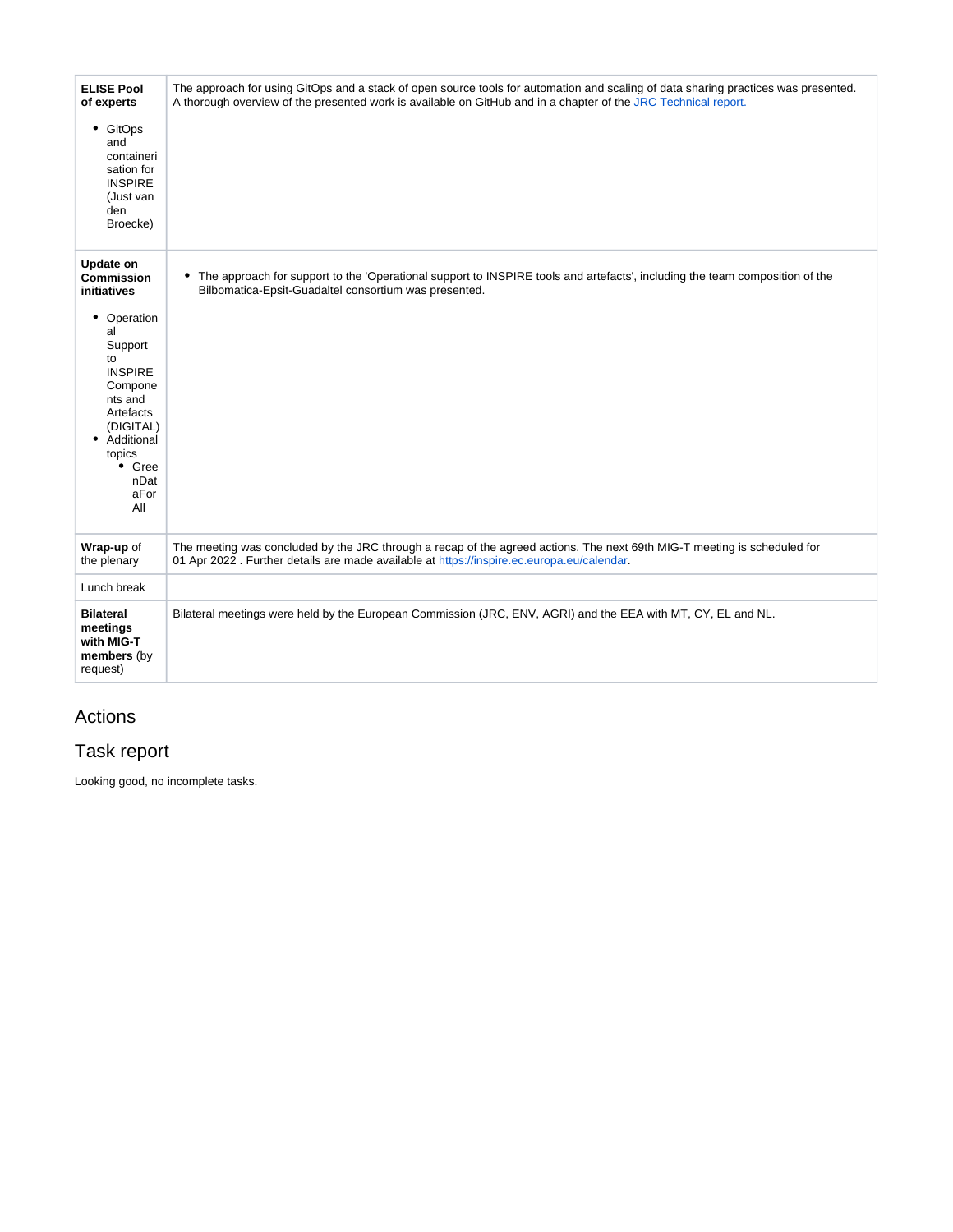| | |
|---|---|
| **ELISE Pool of experts**<br><br>• GitOps and containerisation for INSPIRE (Just van den Broecke) | The approach for using GitOps and a stack of open source tools for automation and scaling of data sharing practices was presented. A thorough overview of the presented work is available on GitHub and in a chapter of the JRC Technical report. |
| **Update on Commission initiatives**<br><br>• Operational Support to INSPIRE Components and Artefacts (DIGITAL)<br>• Additional topics<br>  • GreenDataForAll | • The approach for support to the 'Operational support to INSPIRE tools and artefacts', including the team composition of the Bilbomatica-Epsit-Guadaltel consortium was presented. |
| **Wrap-up** of the plenary | The meeting was concluded by the JRC through a recap of the agreed actions. The next 69th MIG-T meeting is scheduled for 01 Apr 2022 . Further details are made available at https://inspire.ec.europa.eu/calendar. |
| Lunch break | |
| **Bilateral meetings with MIG-T members** (by request) | Bilateral meetings were held by the European Commission (JRC, ENV, AGRI) and the EEA with MT, CY, EL and NL. |

## Actions

## Task report

Looking good, no incomplete tasks.